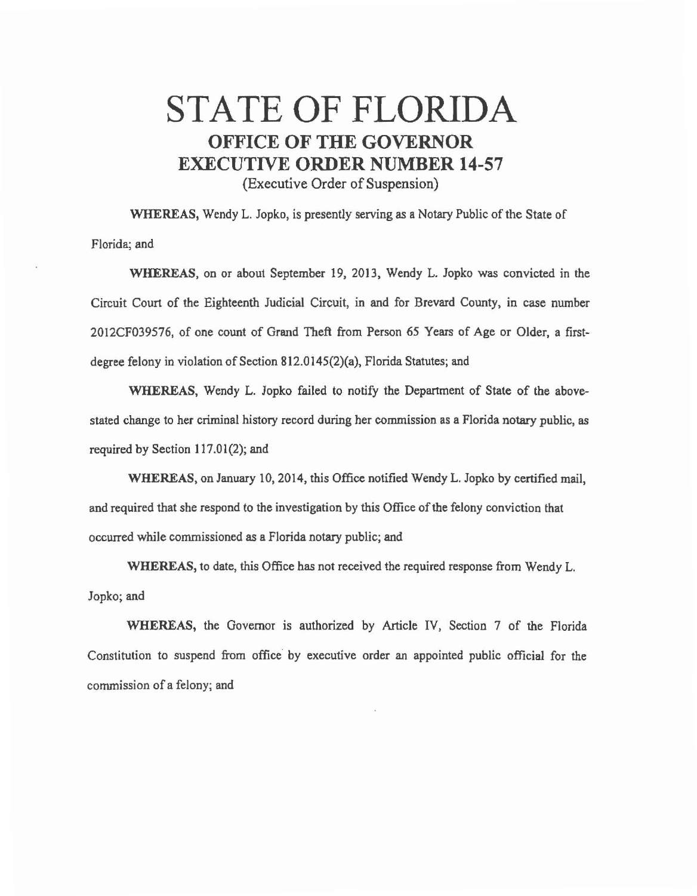# STATE OF FLORIDA
## OFFICE OF THE GOVERNOR
## EXECUTIVE ORDER NUMBER 14-57

(Executive Order of Suspension)

**WHEREAS,** Wendy L. Jopko, is presently serving as a Notary Public of the State of Florida; and

**WHEREAS,** on or about September 19, 2013, Wendy L. Jopko was convicted in the Circuit Court of the Eighteenth Judicial Circuit, in and for Brevard County, in case number 2012CF039576, of one count of Grand Theft from Person 65 Years of Age or Older, a first-degree felony in violation of Section 812.0145(2)(a), Florida Statutes; and

**WHEREAS,** Wendy L. Jopko failed to notify the Department of State of the above-stated change to her criminal history record during her commission as a Florida notary public, as required by Section 117.01(2); and

**WHEREAS,** on January 10, 2014, this Office notified Wendy L. Jopko by certified mail, and required that she respond to the investigation by this Office of the felony conviction that occurred while commissioned as a Florida notary public; and

**WHEREAS,** to date, this Office has not received the required response from Wendy L. Jopko; and

**WHEREAS,** the Governor is authorized by Article IV, Section 7 of the Florida Constitution to suspend from office by executive order an appointed public official for the commission of a felony; and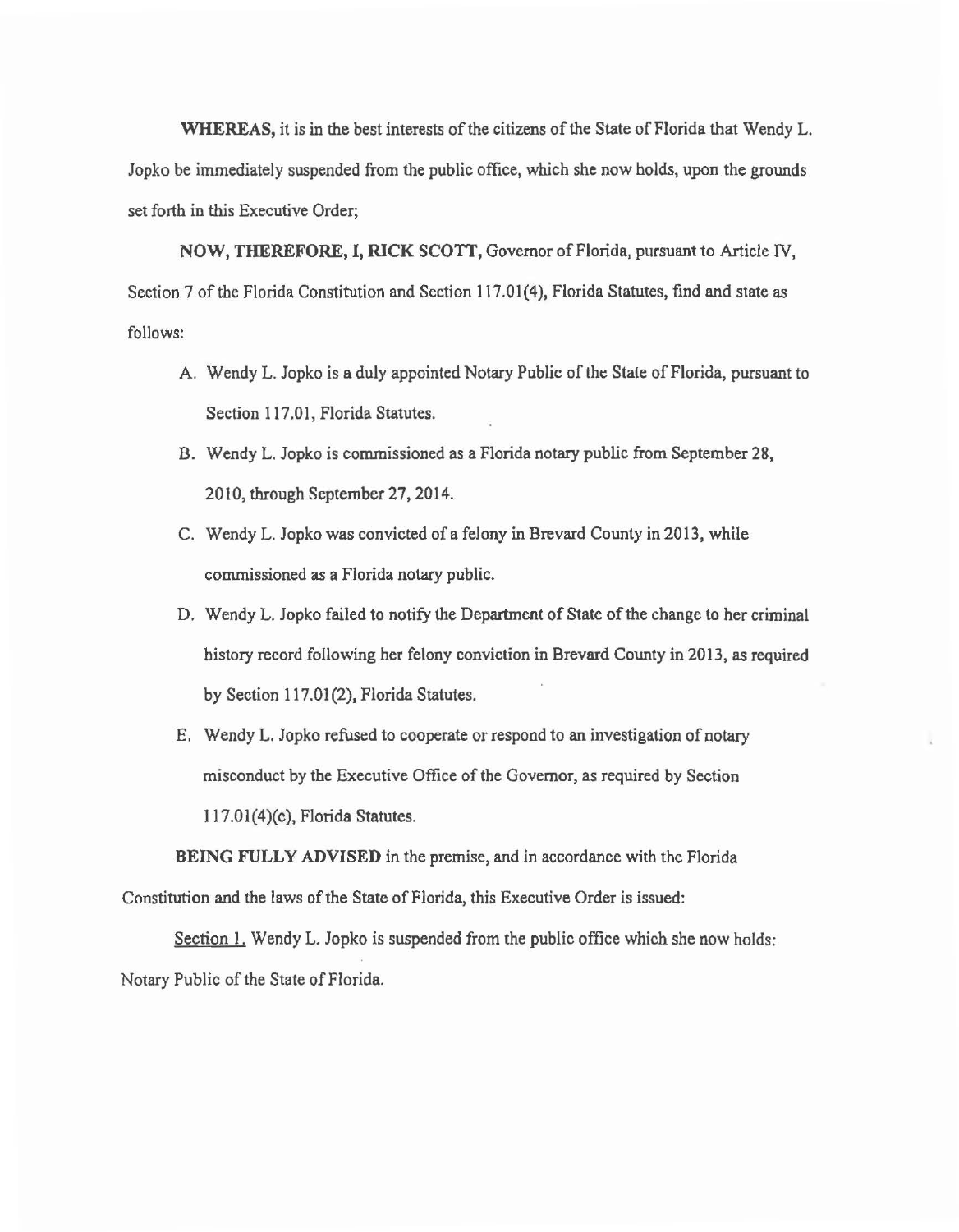**WHEREAS,** it is in the best interests of the citizens of the State of Florida that Wendy L. Jopko be immediately suspended from the public office, which she now holds, upon the grounds set forth in this Executive Order;

**NOW, THEREFORE, I, RICK SCOTT,** Governor of Florida, pursuant to Article IV, Section 7 of the Florida Constitution and Section 117.01(4), Florida Statutes, find and state as follows:

A. Wendy L. Jopko is a duly appointed Notary Public of the State of Florida, pursuant to Section 117.01, Florida Statutes.

B. Wendy L. Jopko is commissioned as a Florida notary public from September 28, 2010, through September 27, 2014.

C. Wendy L. Jopko was convicted of a felony in Brevard County in 2013, while commissioned as a Florida notary public.

D. Wendy L. Jopko failed to notify the Department of State of the change to her criminal history record following her felony conviction in Brevard County in 2013, as required by Section 117.01(2), Florida Statutes.

E. Wendy L. Jopko refused to cooperate or respond to an investigation of notary misconduct by the Executive Office of the Governor, as required by Section 117.01(4)(c), Florida Statutes.

**BEING FULLY ADVISED** in the premise, and in accordance with the Florida Constitution and the laws of the State of Florida, this Executive Order is issued:

Section 1. Wendy L. Jopko is suspended from the public office which she now holds: Notary Public of the State of Florida.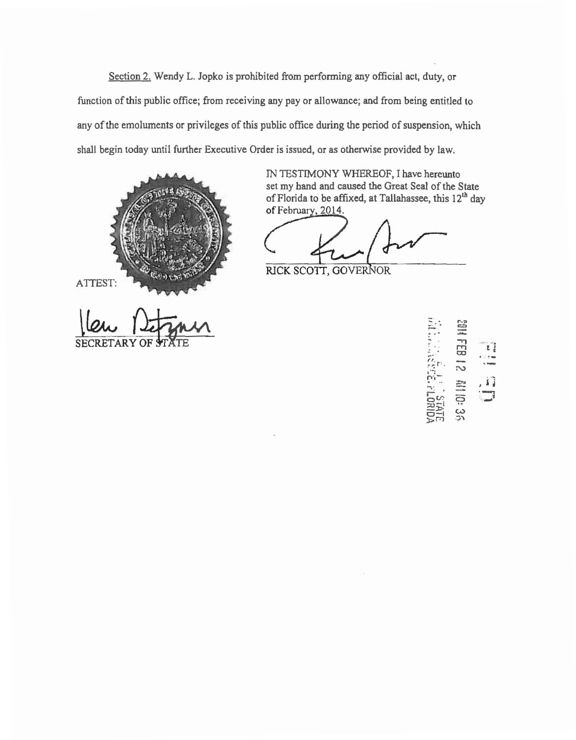Section 2. Wendy L. Jopko is prohibited from performing any official act, duty, or function of this public office; from receiving any pay or allowance; and from being entitled to any of the emoluments or privileges of this public office during the period of suspension, which shall begin today until further Executive Order is issued, or as otherwise provided by law.

IN TESTIMONY WHEREOF, I have hereunto set my hand and caused the Great Seal of the State of Florida to be affixed, at Tallahassee, this 12th day of February, 2014.

RICK SCOTT, GOVERNOR

ATTEST:

SECRETARY OF STATE

FILED

2014 FEB 12 AM 10: 36

SECRETARY OF STATE
TALLAHASSEE, FLORIDA